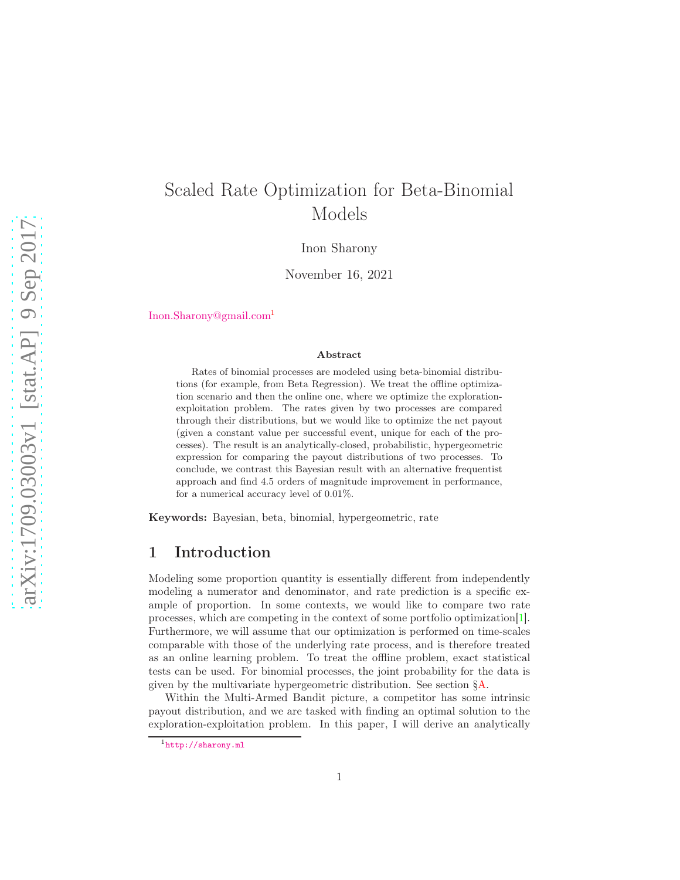# Scaled Rate Optimization for Beta-Binomial Models

Inon Sharony

November 16, 2021

Inon.Sharony@gmail.com[1]

### Abstract

Rates of binomial processes are modeled using beta-binomial distributions (for example, from Beta Regression). We treat the offline optimization scenario and then the online one, where we optimize the exploration-exploitation problem. The rates given by two processes are compared through their distributions, but we would like to optimize the net payout (given a constant value per successful event, unique for each of the processes). The result is an analytically-closed, probabilistic, hypergeometric expression for comparing the payout distributions of two processes. To conclude, we contrast this Bayesian result with an alternative frequentist approach and find 4.5 orders of magnitude improvement in performance, for a numerical accuracy level of 0.01%.

**Keywords:** Bayesian, beta, binomial, hypergeometric, rate

## 1 Introduction

Modeling some proportion quantity is essentially different from independently modeling a numerator and denominator, and rate prediction is a specific example of proportion. In some contexts, we would like to compare two rate processes, which are competing in the context of some portfolio optimization[1]. Furthermore, we will assume that our optimization is performed on time-scales comparable with those of the underlying rate process, and is therefore treated as an online learning problem. To treat the offline problem, exact statistical tests can be used. For binomial processes, the joint probability for the data is given by the multivariate hypergeometric distribution. See section §A.

Within the Multi-Armed Bandit picture, a competitor has some intrinsic payout distribution, and we are tasked with finding an optimal solution to the exploration-exploitation problem. In this paper, I will derive an analytically

[1] http://sharony.ml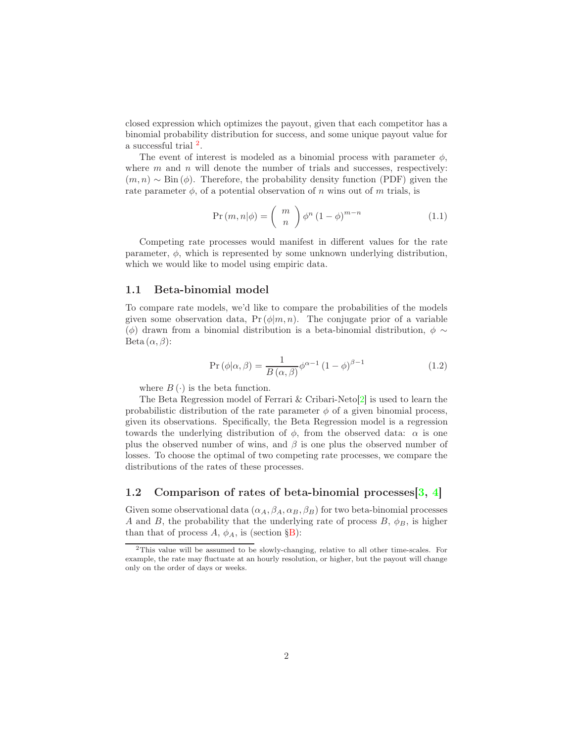closed expression which optimizes the payout, given that each competitor has a binomial probability distribution for success, and some unique payout value for a successful trial [2].

The event of interest is modeled as a binomial process with parameter $\phi$, where $m$ and $n$ will denote the number of trials and successes, respectively: $(m, n) \sim \mathrm{Bin}(\phi)$. Therefore, the probability density function (PDF) given the rate parameter $\phi$, of a potential observation of $n$ wins out of $m$ trials, is

$$\Pr(m, n|\phi) = \binom{m}{n} \phi^n (1-\phi)^{m-n} \tag{1.1}$$

Competing rate processes would manifest in different values for the rate parameter, $\phi$, which is represented by some unknown underlying distribution, which we would like to model using empiric data.

### 1.1 Beta-binomial model

To compare rate models, we'd like to compare the probabilities of the models given some observation data, $\Pr(\phi|m, n)$. The conjugate prior of a variable ($\phi$) drawn from a binomial distribution is a beta-binomial distribution, $\phi \sim \mathrm{Beta}(\alpha, \beta)$:

$$\Pr(\phi|\alpha, \beta) = \frac{1}{B(\alpha, \beta)} \phi^{\alpha-1} (1-\phi)^{\beta-1} \tag{1.2}$$

where $B(\cdot)$ is the beta function.

The Beta Regression model of Ferrari & Cribari-Neto[2] is used to learn the probabilistic distribution of the rate parameter $\phi$ of a given binomial process, given its observations. Specifically, the Beta Regression model is a regression towards the underlying distribution of $\phi$, from the observed data: $\alpha$ is one plus the observed number of wins, and $\beta$ is one plus the observed number of losses. To choose the optimal of two competing rate processes, we compare the distributions of the rates of these processes.

### 1.2 Comparison of rates of beta-binomial processes[3, 4]

Given some observational data $(\alpha_A, \beta_A, \alpha_B, \beta_B)$ for two beta-binomial processes $A$ and $B$, the probability that the underlying rate of process $B$, $\phi_B$, is higher than that of process $A$, $\phi_A$, is (section §B):

[2] This value will be assumed to be slowly-changing, relative to all other time-scales. For example, the rate may fluctuate at an hourly resolution, or higher, but the payout will change only on the order of days or weeks.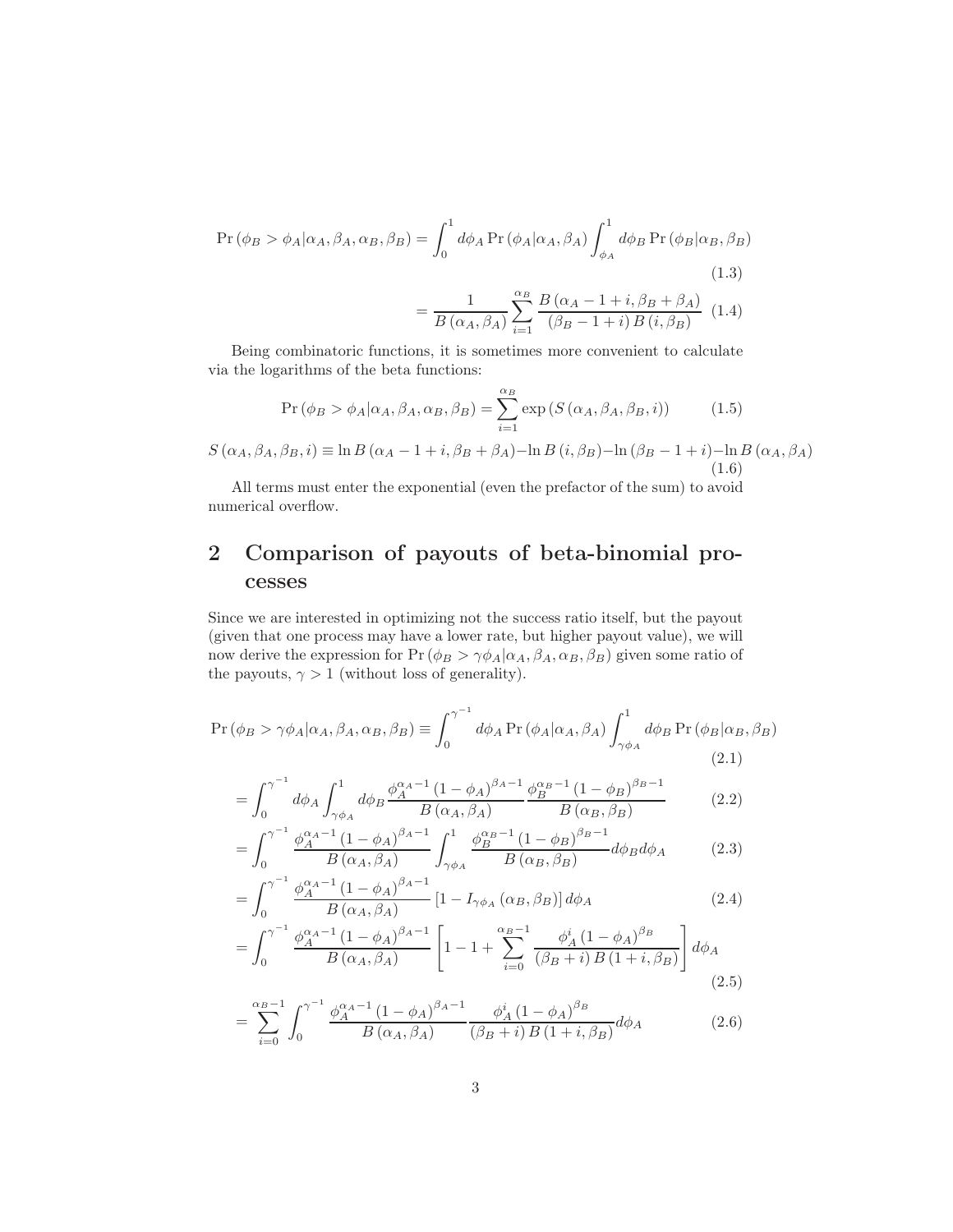$$\Pr\left(\phi_B > \phi_A | \alpha_A, \beta_A, \alpha_B, \beta_B\right) = \int_0^1 d\phi_A \Pr\left(\phi_A | \alpha_A, \beta_A\right) \int_{\phi_A}^1 d\phi_B \Pr\left(\phi_B | \alpha_B, \beta_B\right) \tag{1.3}$$

$$= \frac{1}{B\left(\alpha_A, \beta_A\right)} \sum_{i=1}^{\alpha_B} \frac{B\left(\alpha_A - 1 + i, \beta_B + \beta_A\right)}{\left(\beta_B - 1 + i\right) B\left(i, \beta_B\right)} \tag{1.4}$$

Being combinatoric functions, it is sometimes more convenient to calculate via the logarithms of the beta functions:

$$\Pr\left(\phi_B > \phi_A | \alpha_A, \beta_A, \alpha_B, \beta_B\right) = \sum_{i=1}^{\alpha_B} \exp\left(S\left(\alpha_A, \beta_A, \beta_B, i\right)\right) \tag{1.5}$$

$$S\left(\alpha_A, \beta_A, \beta_B, i\right) \equiv \ln B\left(\alpha_A - 1 + i, \beta_B + \beta_A\right) - \ln B\left(i, \beta_B\right) - \ln\left(\beta_B - 1 + i\right) - \ln B\left(\alpha_A, \beta_A\right) \tag{1.6}$$

All terms must enter the exponential (even the prefactor of the sum) to avoid numerical overflow.

## 2 Comparison of payouts of beta-binomial processes

Since we are interested in optimizing not the success ratio itself, but the payout (given that one process may have a lower rate, but higher payout value), we will now derive the expression for $\Pr\left(\phi_B > \gamma\phi_A | \alpha_A, \beta_A, \alpha_B, \beta_B\right)$ given some ratio of the payouts, $\gamma > 1$ (without loss of generality).

$$\Pr\left(\phi_B > \gamma\phi_A | \alpha_A, \beta_A, \alpha_B, \beta_B\right) \equiv \int_0^{\gamma^{-1}} d\phi_A \Pr\left(\phi_A | \alpha_A, \beta_A\right) \int_{\gamma\phi_A}^1 d\phi_B \Pr\left(\phi_B | \alpha_B, \beta_B\right) \tag{2.1}$$

$$= \int_0^{\gamma^{-1}} d\phi_A \int_{\gamma\phi_A}^1 d\phi_B \frac{\phi_A^{\alpha_A - 1}\left(1 - \phi_A\right)^{\beta_A - 1}}{B\left(\alpha_A, \beta_A\right)} \frac{\phi_B^{\alpha_B - 1}\left(1 - \phi_B\right)^{\beta_B - 1}}{B\left(\alpha_B, \beta_B\right)} \tag{2.2}$$

$$= \int_0^{\gamma^{-1}} \frac{\phi_A^{\alpha_A - 1}\left(1 - \phi_A\right)^{\beta_A - 1}}{B\left(\alpha_A, \beta_A\right)} \int_{\gamma\phi_A}^1 \frac{\phi_B^{\alpha_B - 1}\left(1 - \phi_B\right)^{\beta_B - 1}}{B\left(\alpha_B, \beta_B\right)} d\phi_B d\phi_A \tag{2.3}$$

$$= \int_0^{\gamma^{-1}} \frac{\phi_A^{\alpha_A - 1}\left(1 - \phi_A\right)^{\beta_A - 1}}{B\left(\alpha_A, \beta_A\right)} \left[1 - I_{\gamma\phi_A}\left(\alpha_B, \beta_B\right)\right] d\phi_A \tag{2.4}$$

$$= \int_0^{\gamma^{-1}} \frac{\phi_A^{\alpha_A - 1}\left(1 - \phi_A\right)^{\beta_A - 1}}{B\left(\alpha_A, \beta_A\right)} \left[1 - 1 + \sum_{i=0}^{\alpha_B - 1} \frac{\phi_A^i\left(1 - \phi_A\right)^{\beta_B}}{\left(\beta_B + i\right) B\left(1 + i, \beta_B\right)}\right] d\phi_A \tag{2.5}$$

$$= \sum_{i=0}^{\alpha_B - 1} \int_0^{\gamma^{-1}} \frac{\phi_A^{\alpha_A - 1}\left(1 - \phi_A\right)^{\beta_A - 1}}{B\left(\alpha_A, \beta_A\right)} \frac{\phi_A^i\left(1 - \phi_A\right)^{\beta_B}}{\left(\beta_B + i\right) B\left(1 + i, \beta_B\right)} d\phi_A \tag{2.6}$$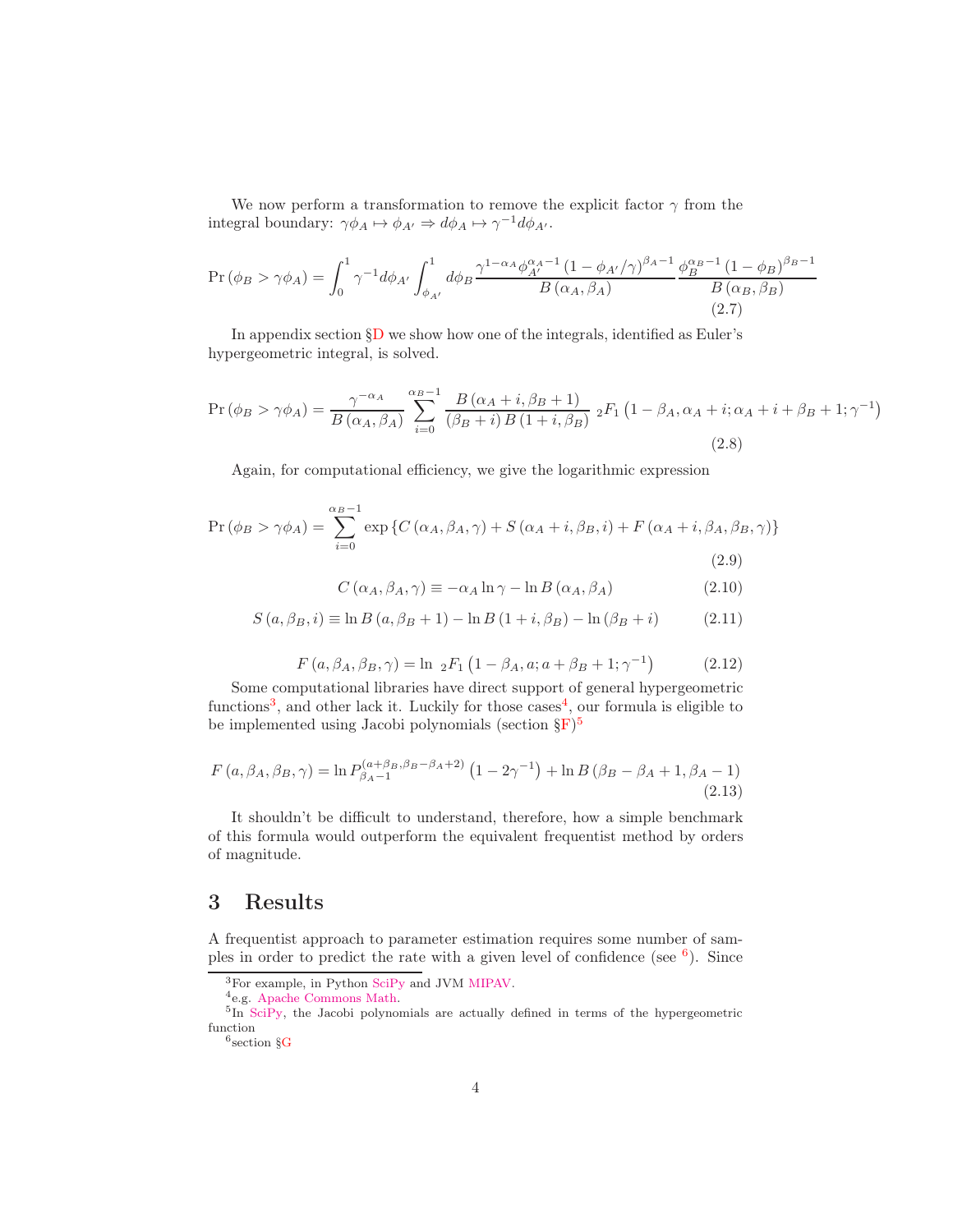We now perform a transformation to remove the explicit factor $\gamma$ from the integral boundary: $\gamma\phi_A \mapsto \phi_{A'} \Rightarrow d\phi_A \mapsto \gamma^{-1} d\phi_{A'}$.

$$\Pr\left(\phi_B > \gamma\phi_A\right) = \int_0^1 \gamma^{-1} d\phi_{A'} \int_{\phi_{A'}}^1 d\phi_B \frac{\gamma^{1-\alpha_A}\phi_{A'}^{\alpha_A - 1}\left(1-\phi_{A'}/\gamma\right)^{\beta_A - 1}}{B\left(\alpha_A, \beta_A\right)} \frac{\phi_B^{\alpha_B - 1}\left(1-\phi_B\right)^{\beta_B - 1}}{B\left(\alpha_B, \beta_B\right)} \tag{2.7}$$

In appendix section §D we show how one of the integrals, identified as Euler's hypergeometric integral, is solved.

$$\Pr\left(\phi_B > \gamma\phi_A\right) = \frac{\gamma^{-\alpha_A}}{B\left(\alpha_A, \beta_A\right)} \sum_{i=0}^{\alpha_B - 1} \frac{B\left(\alpha_A + i, \beta_B + 1\right)}{\left(\beta_B + i\right) B\left(1 + i, \beta_B\right)} \, {}_2F_1\left(1 - \beta_A, \alpha_A + i; \alpha_A + i + \beta_B + 1; \gamma^{-1}\right) \tag{2.8}$$

Again, for computational efficiency, we give the logarithmic expression

$$\Pr\left(\phi_B > \gamma\phi_A\right) = \sum_{i=0}^{\alpha_B - 1} \exp\left\{C\left(\alpha_A, \beta_A, \gamma\right) + S\left(\alpha_A + i, \beta_B, i\right) + F\left(\alpha_A + i, \beta_A, \beta_B, \gamma\right)\right\} \tag{2.9}$$

$$C\left(\alpha_A, \beta_A, \gamma\right) \equiv -\alpha_A \ln\gamma - \ln B\left(\alpha_A, \beta_A\right) \tag{2.10}$$

$$S\left(a, \beta_B, i\right) \equiv \ln B\left(a, \beta_B + 1\right) - \ln B\left(1 + i, \beta_B\right) - \ln\left(\beta_B + i\right) \tag{2.11}$$

$$F\left(a, \beta_A, \beta_B, \gamma\right) = \ln \, {}_2F_1\left(1 - \beta_A, a; a + \beta_B + 1; \gamma^{-1}\right) \tag{2.12}$$

Some computational libraries have direct support of general hypergeometric functions[3], and other lack it. Luckily for those cases[4], our formula is eligible to be implemented using Jacobi polynomials (section §F)[5]

$$F\left(a, \beta_A, \beta_B, \gamma\right) = \ln P_{\beta_A - 1}^{\left(a + \beta_B, \beta_B - \beta_A + 2\right)}\left(1 - 2\gamma^{-1}\right) + \ln B\left(\beta_B - \beta_A + 1, \beta_A - 1\right) \tag{2.13}$$

It shouldn't be difficult to understand, therefore, how a simple benchmark of this formula would outperform the equivalent frequentist method by orders of magnitude.

# 3 Results

A frequentist approach to parameter estimation requires some number of samples in order to predict the rate with a given level of confidence (see [6]). Since

[3] For example, in Python SciPy and JVM MIPAV.

[4] e.g. Apache Commons Math.

[5] In SciPy, the Jacobi polynomials are actually defined in terms of the hypergeometric function

[6] section §G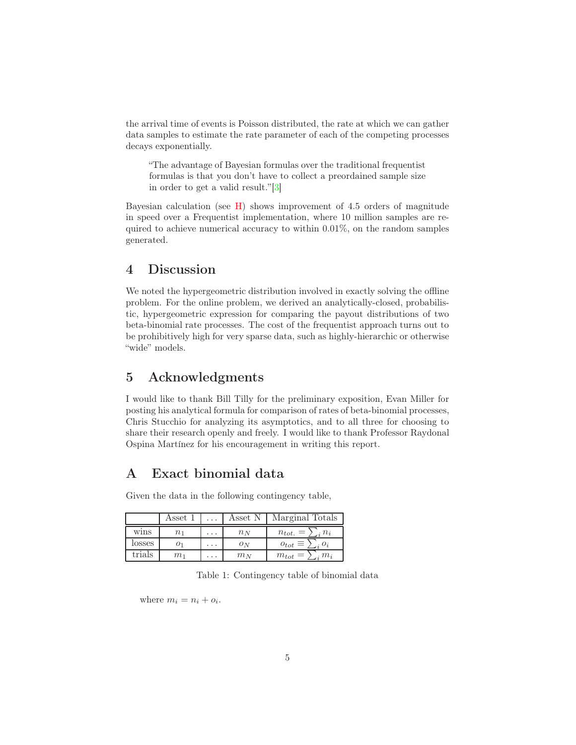the arrival time of events is Poisson distributed, the rate at which we can gather data samples to estimate the rate parameter of each of the competing processes decays exponentially.

> "The advantage of Bayesian formulas over the traditional frequentist formulas is that you don't have to collect a preordained sample size in order to get a valid result."[3]

Bayesian calculation (see H) shows improvement of 4.5 orders of magnitude in speed over a Frequentist implementation, where 10 million samples are required to achieve numerical accuracy to within 0.01%, on the random samples generated.

## 4 Discussion

We noted the hypergeometric distribution involved in exactly solving the offline problem. For the online problem, we derived an analytically-closed, probabilistic, hypergeometric expression for comparing the payout distributions of two beta-binomial rate processes. The cost of the frequentist approach turns out to be prohibitively high for very sparse data, such as highly-hierarchic or otherwise "wide" models.

## 5 Acknowledgments

I would like to thank Bill Tilly for the preliminary exposition, Evan Miller for posting his analytical formula for comparison of rates of beta-binomial processes, Chris Stucchio for analyzing its asymptotics, and to all three for choosing to share their research openly and freely. I would like to thank Professor Raydonal Ospina Martínez for his encouragement in writing this report.

## A Exact binomial data

Given the data in the following contingency table,

| | Asset 1 | ... | Asset N | Marginal Totals |
|---|---|---|---|---|
| wins | $n_1$ | ... | $n_N$ | $n_{tot.} = \sum_i n_i$ |
| losses | $o_1$ | ... | $o_N$ | $o_{tot} \equiv \sum_i o_i$ |
| trials | $m_1$ | ... | $m_N$ | $m_{tot} = \sum_i m_i$ |

Table 1: Contingency table of binomial data

where $m_i = n_i + o_i$.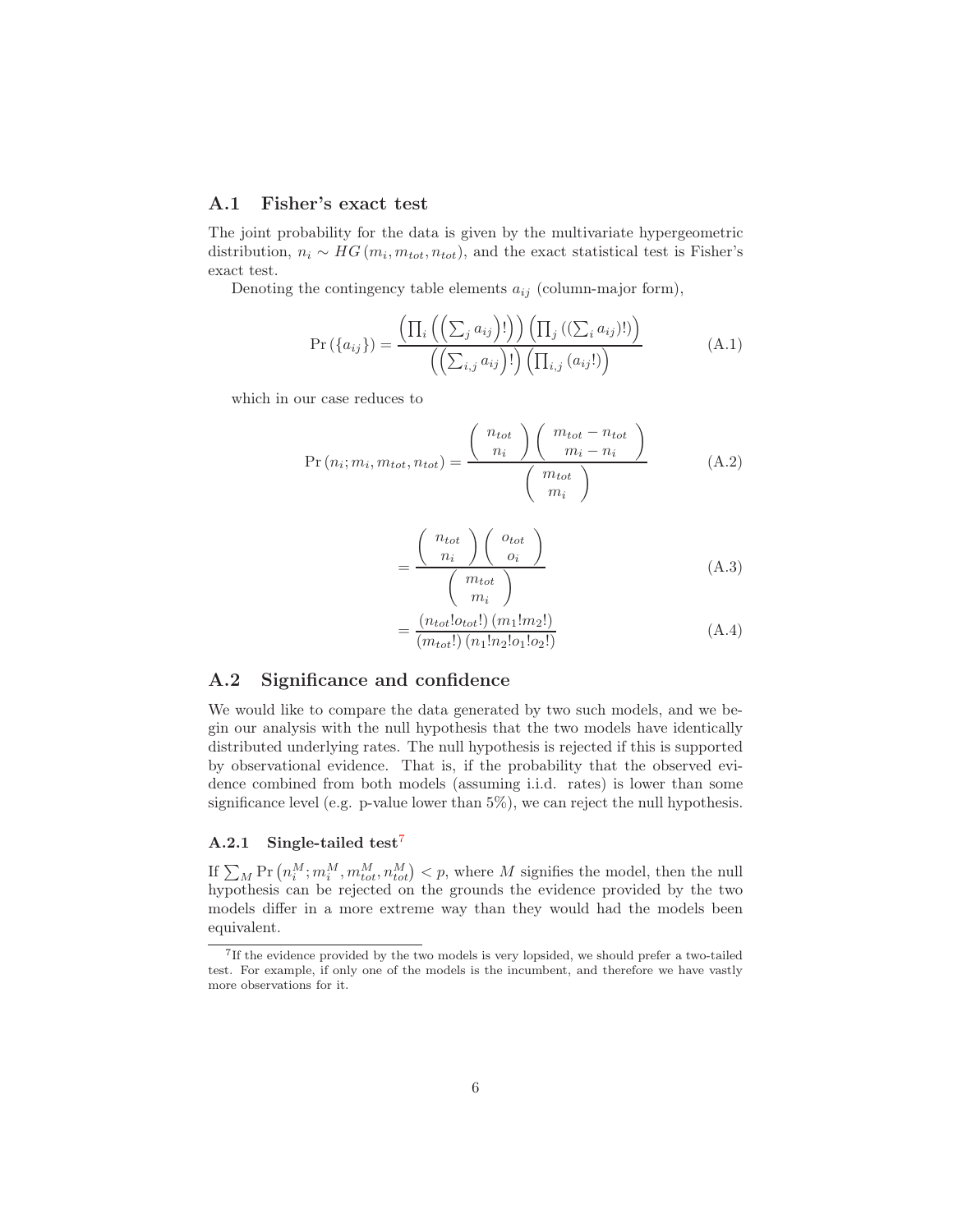## A.1 Fisher's exact test

The joint probability for the data is given by the multivariate hypergeometric distribution, $n_i \sim HG(m_i, m_{tot}, n_{tot})$, and the exact statistical test is Fisher's exact test.

Denoting the contingency table elements $a_{ij}$ (column-major form),

$$\Pr(\{a_{ij}\}) = \frac{\left(\prod_i \left(\left(\sum_j a_{ij}\right)!\right)\right)\left(\prod_j \left(\left(\sum_i a_{ij}\right)!\right)\right)}{\left(\left(\sum_{i,j} a_{ij}\right)!\right)\left(\prod_{i,j} \left(a_{ij}!\right)\right)} \tag{A.1}$$

which in our case reduces to

$$\Pr(n_i; m_i, m_{tot}, n_{tot}) = \frac{\binom{n_{tot}}{n_i}\binom{m_{tot} - n_{tot}}{m_i - n_i}}{\binom{m_{tot}}{m_i}} \tag{A.2}$$

$$= \frac{\binom{n_{tot}}{n_i}\binom{o_{tot}}{o_i}}{\binom{m_{tot}}{m_i}} \tag{A.3}$$

$$= \frac{(n_{tot}! o_{tot}!)(m_1! m_2!)}{(m_{tot}!)(n_1! n_2! o_1! o_2!)} \tag{A.4}$$

## A.2 Significance and confidence

We would like to compare the data generated by two such models, and we begin our analysis with the null hypothesis that the two models have identically distributed underlying rates. The null hypothesis is rejected if this is supported by observational evidence. That is, if the probability that the observed evidence combined from both models (assuming i.i.d. rates) is lower than some significance level (e.g. p-value lower than 5%), we can reject the null hypothesis.

### A.2.1 Single-tailed test[7]

If $\sum_M \Pr\left(n_i^M; m_i^M, m_{tot}^M, n_{tot}^M\right) < p$, where $M$ signifies the model, then the null hypothesis can be rejected on the grounds the evidence provided by the two models differ in a more extreme way than they would had the models been equivalent.

[7] If the evidence provided by the two models is very lopsided, we should prefer a two-tailed test. For example, if only one of the models is the incumbent, and therefore we have vastly more observations for it.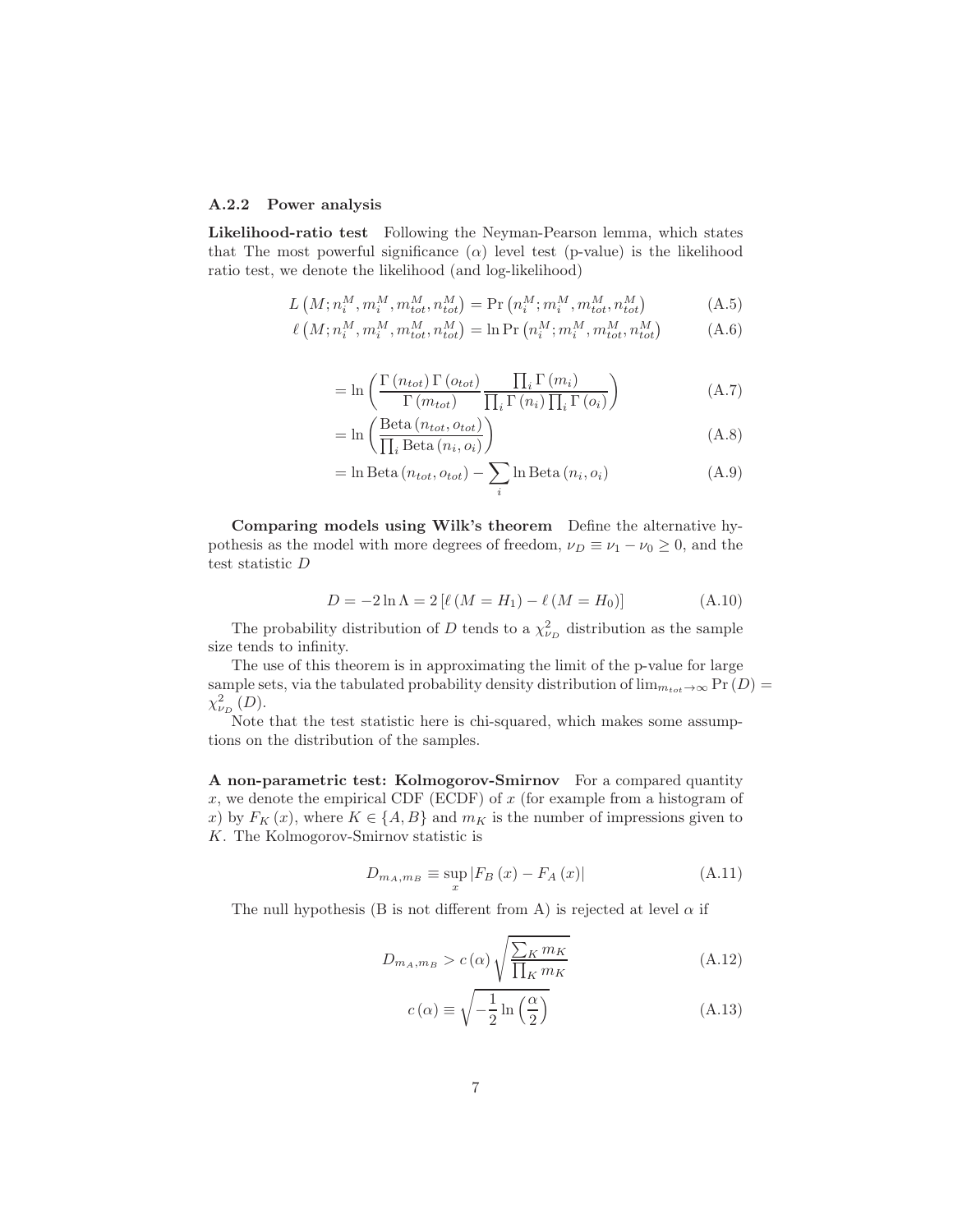### A.2.2 Power analysis

**Likelihood-ratio test** Following the Neyman-Pearson lemma, which states that The most powerful significance ($\alpha$) level test (p-value) is the likelihood ratio test, we denote the likelihood (and log-likelihood)

$$L\left(M; n_i^M, m_i^M, m_{tot}^M, n_{tot}^M\right) = \Pr\left(n_i^M; m_i^M, m_{tot}^M, n_{tot}^M\right) \tag{A.5}$$

$$\ell\left(M; n_i^M, m_i^M, m_{tot}^M, n_{tot}^M\right) = \ln \Pr\left(n_i^M; m_i^M, m_{tot}^M, n_{tot}^M\right) \tag{A.6}$$

$$= \ln\left(\frac{\Gamma\left(n_{tot}\right)\Gamma\left(o_{tot}\right)}{\Gamma\left(m_{tot}\right)} \frac{\prod_i \Gamma\left(m_i\right)}{\prod_i \Gamma\left(n_i\right)\prod_i \Gamma\left(o_i\right)}\right) \tag{A.7}$$

$$= \ln\left(\frac{\mathrm{Beta}\left(n_{tot}, o_{tot}\right)}{\prod_i \mathrm{Beta}\left(n_i, o_i\right)}\right) \tag{A.8}$$

$$= \ln \mathrm{Beta}\left(n_{tot}, o_{tot}\right) - \sum_i \ln \mathrm{Beta}\left(n_i, o_i\right) \tag{A.9}$$

**Comparing models using Wilk's theorem** Define the alternative hypothesis as the model with more degrees of freedom, $\nu_D \equiv \nu_1 - \nu_0 \geq 0$, and the test statistic $D$

$$D = -2\ln\Lambda = 2\left[\ell\left(M = H_1\right) - \ell\left(M = H_0\right)\right] \tag{A.10}$$

The probability distribution of $D$ tends to a $\chi^2_{\nu_D}$ distribution as the sample size tends to infinity.

The use of this theorem is in approximating the limit of the p-value for large sample sets, via the tabulated probability density distribution of $\lim_{m_{tot}\to\infty} \Pr\left(D\right) = \chi^2_{\nu_D}\left(D\right)$.

Note that the test statistic here is chi-squared, which makes some assumptions on the distribution of the samples.

**A non-parametric test: Kolmogorov-Smirnov** For a compared quantity $x$, we denote the empirical CDF (ECDF) of $x$ (for example from a histogram of $x$) by $F_K\left(x\right)$, where $K \in \{A, B\}$ and $m_K$ is the number of impressions given to $K$. The Kolmogorov-Smirnov statistic is

$$D_{m_A, m_B} \equiv \sup_x \left|F_B\left(x\right) - F_A\left(x\right)\right| \tag{A.11}$$

The null hypothesis (B is not different from A) is rejected at level $\alpha$ if

$$D_{m_A, m_B} > c\left(\alpha\right)\sqrt{\frac{\sum_K m_K}{\prod_K m_K}} \tag{A.12}$$

$$c\left(\alpha\right) \equiv \sqrt{-\frac{1}{2}\ln\left(\frac{\alpha}{2}\right)} \tag{A.13}$$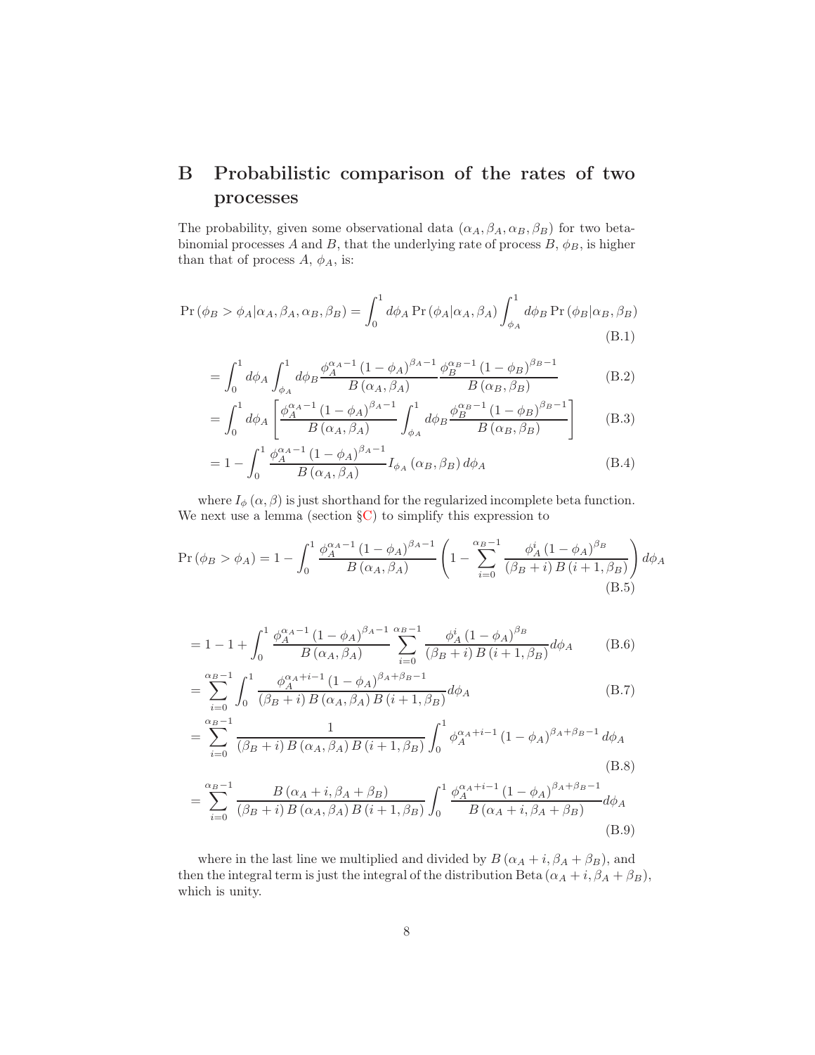# B Probabilistic comparison of the rates of two processes

The probability, given some observational data $(\alpha_A, \beta_A, \alpha_B, \beta_B)$ for two beta-binomial processes $A$ and $B$, that the underlying rate of process $B$, $\phi_B$, is higher than that of process $A$, $\phi_A$, is:

$$\Pr(\phi_B > \phi_A | \alpha_A, \beta_A, \alpha_B, \beta_B) = \int_0^1 d\phi_A \Pr(\phi_A|\alpha_A, \beta_A) \int_{\phi_A}^1 d\phi_B \Pr(\phi_B|\alpha_B, \beta_B) \tag{B.1}$$

$$= \int_0^1 d\phi_A \int_{\phi_A}^1 d\phi_B \frac{\phi_A^{\alpha_A-1}(1-\phi_A)^{\beta_A-1}}{B(\alpha_A, \beta_A)} \frac{\phi_B^{\alpha_B-1}(1-\phi_B)^{\beta_B-1}}{B(\alpha_B, \beta_B)} \tag{B.2}$$

$$= \int_0^1 d\phi_A \left[\frac{\phi_A^{\alpha_A-1}(1-\phi_A)^{\beta_A-1}}{B(\alpha_A, \beta_A)} \int_{\phi_A}^1 d\phi_B \frac{\phi_B^{\alpha_B-1}(1-\phi_B)^{\beta_B-1}}{B(\alpha_B, \beta_B)}\right] \tag{B.3}$$

$$= 1 - \int_0^1 \frac{\phi_A^{\alpha_A-1}(1-\phi_A)^{\beta_A-1}}{B(\alpha_A, \beta_A)} I_{\phi_A}(\alpha_B, \beta_B)\, d\phi_A \tag{B.4}$$

where $I_\phi(\alpha, \beta)$ is just shorthand for the regularized incomplete beta function. We next use a lemma (section §C) to simplify this expression to

$$\Pr(\phi_B > \phi_A) = 1 - \int_0^1 \frac{\phi_A^{\alpha_A-1}(1-\phi_A)^{\beta_A-1}}{B(\alpha_A, \beta_A)} \left(1 - \sum_{i=0}^{\alpha_B-1} \frac{\phi_A^i(1-\phi_A)^{\beta_B}}{(\beta_B+i)\,B(i+1, \beta_B)}\right) d\phi_A \tag{B.5}$$

$$= 1 - 1 + \int_0^1 \frac{\phi_A^{\alpha_A-1}(1-\phi_A)^{\beta_A-1}}{B(\alpha_A, \beta_A)} \sum_{i=0}^{\alpha_B-1} \frac{\phi_A^i(1-\phi_A)^{\beta_B}}{(\beta_B+i)\,B(i+1, \beta_B)} d\phi_A \tag{B.6}$$

$$= \sum_{i=0}^{\alpha_B-1} \int_0^1 \frac{\phi_A^{\alpha_A+i-1}(1-\phi_A)^{\beta_A+\beta_B-1}}{(\beta_B+i)\,B(\alpha_A, \beta_A)\,B(i+1, \beta_B)} d\phi_A \tag{B.7}$$

$$= \sum_{i=0}^{\alpha_B-1} \frac{1}{(\beta_B+i)\,B(\alpha_A, \beta_A)\,B(i+1, \beta_B)} \int_0^1 \phi_A^{\alpha_A+i-1}(1-\phi_A)^{\beta_A+\beta_B-1} d\phi_A \tag{B.8}$$

$$= \sum_{i=0}^{\alpha_B-1} \frac{B(\alpha_A+i, \beta_A+\beta_B)}{(\beta_B+i)\,B(\alpha_A, \beta_A)\,B(i+1, \beta_B)} \int_0^1 \frac{\phi_A^{\alpha_A+i-1}(1-\phi_A)^{\beta_A+\beta_B-1}}{B(\alpha_A+i, \beta_A+\beta_B)} d\phi_A \tag{B.9}$$

where in the last line we multiplied and divided by $B(\alpha_A+i, \beta_A+\beta_B)$, and then the integral term is just the integral of the distribution $\text{Beta}(\alpha_A+i, \beta_A+\beta_B)$, which is unity.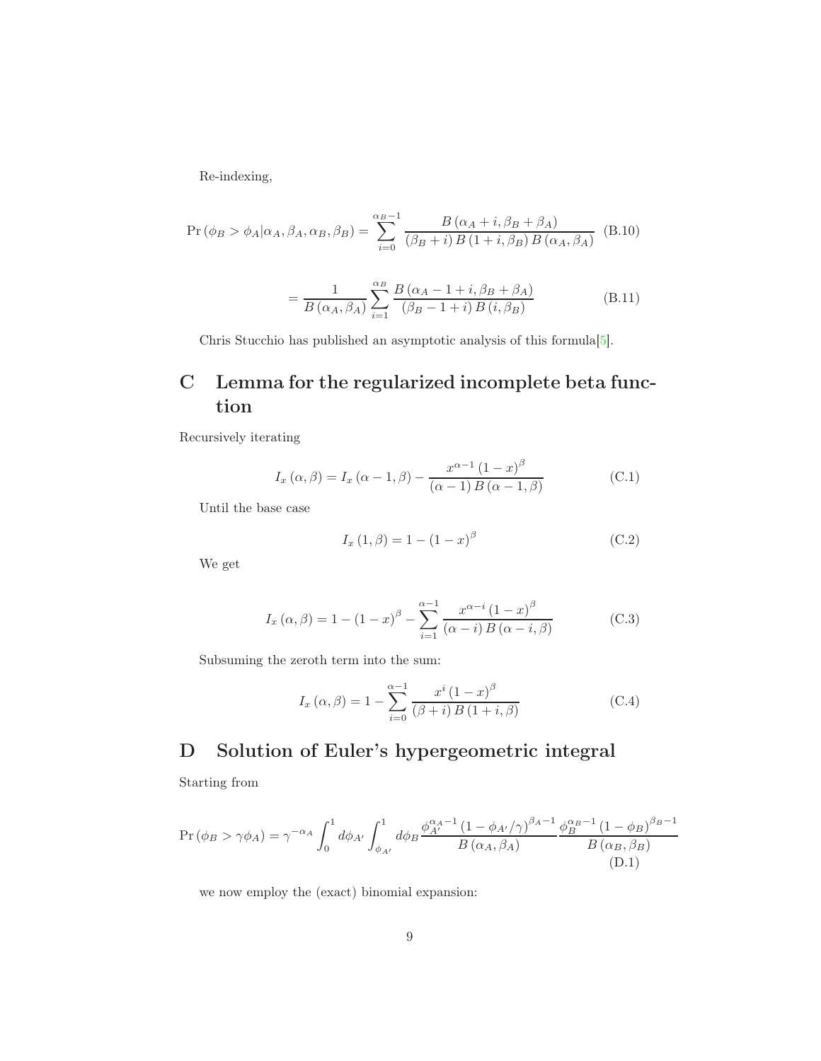Re-indexing,

$$\Pr\left(\phi_B > \phi_A | \alpha_A, \beta_A, \alpha_B, \beta_B\right) = \sum_{i=0}^{\alpha_B - 1} \frac{B\left(\alpha_A + i, \beta_B + \beta_A\right)}{\left(\beta_B + i\right) B\left(1 + i, \beta_B\right) B\left(\alpha_A, \beta_A\right)} \tag{B.10}$$

$$= \frac{1}{B\left(\alpha_A, \beta_A\right)} \sum_{i=1}^{\alpha_B} \frac{B\left(\alpha_A - 1 + i, \beta_B + \beta_A\right)}{\left(\beta_B - 1 + i\right) B\left(i, \beta_B\right)} \tag{B.11}$$

Chris Stucchio has published an asymptotic analysis of this formula[5].

# C Lemma for the regularized incomplete beta function

Recursively iterating

$$I_x\left(\alpha, \beta\right) = I_x\left(\alpha - 1, \beta\right) - \frac{x^{\alpha - 1}\left(1 - x\right)^{\beta}}{\left(\alpha - 1\right) B\left(\alpha - 1, \beta\right)} \tag{C.1}$$

Until the base case

$$I_x\left(1, \beta\right) = 1 - \left(1 - x\right)^{\beta} \tag{C.2}$$

We get

$$I_x\left(\alpha, \beta\right) = 1 - \left(1 - x\right)^{\beta} - \sum_{i=1}^{\alpha - 1} \frac{x^{\alpha - i}\left(1 - x\right)^{\beta}}{\left(\alpha - i\right) B\left(\alpha - i, \beta\right)} \tag{C.3}$$

Subsuming the zeroth term into the sum:

$$I_x\left(\alpha, \beta\right) = 1 - \sum_{i=0}^{\alpha - 1} \frac{x^{i}\left(1 - x\right)^{\beta}}{\left(\beta + i\right) B\left(1 + i, \beta\right)} \tag{C.4}$$

# D Solution of Euler's hypergeometric integral

Starting from

$$\Pr\left(\phi_B > \gamma \phi_A\right) = \gamma^{-\alpha_A} \int_0^1 d\phi_{A'} \int_{\phi_{A'}}^1 d\phi_B \frac{\phi_{A'}^{\alpha_A - 1}\left(1 - \phi_{A'}/\gamma\right)^{\beta_A - 1}}{B\left(\alpha_A, \beta_A\right)} \frac{\phi_B^{\alpha_B - 1}\left(1 - \phi_B\right)^{\beta_B - 1}}{B\left(\alpha_B, \beta_B\right)} \tag{D.1}$$

we now employ the (exact) binomial expansion: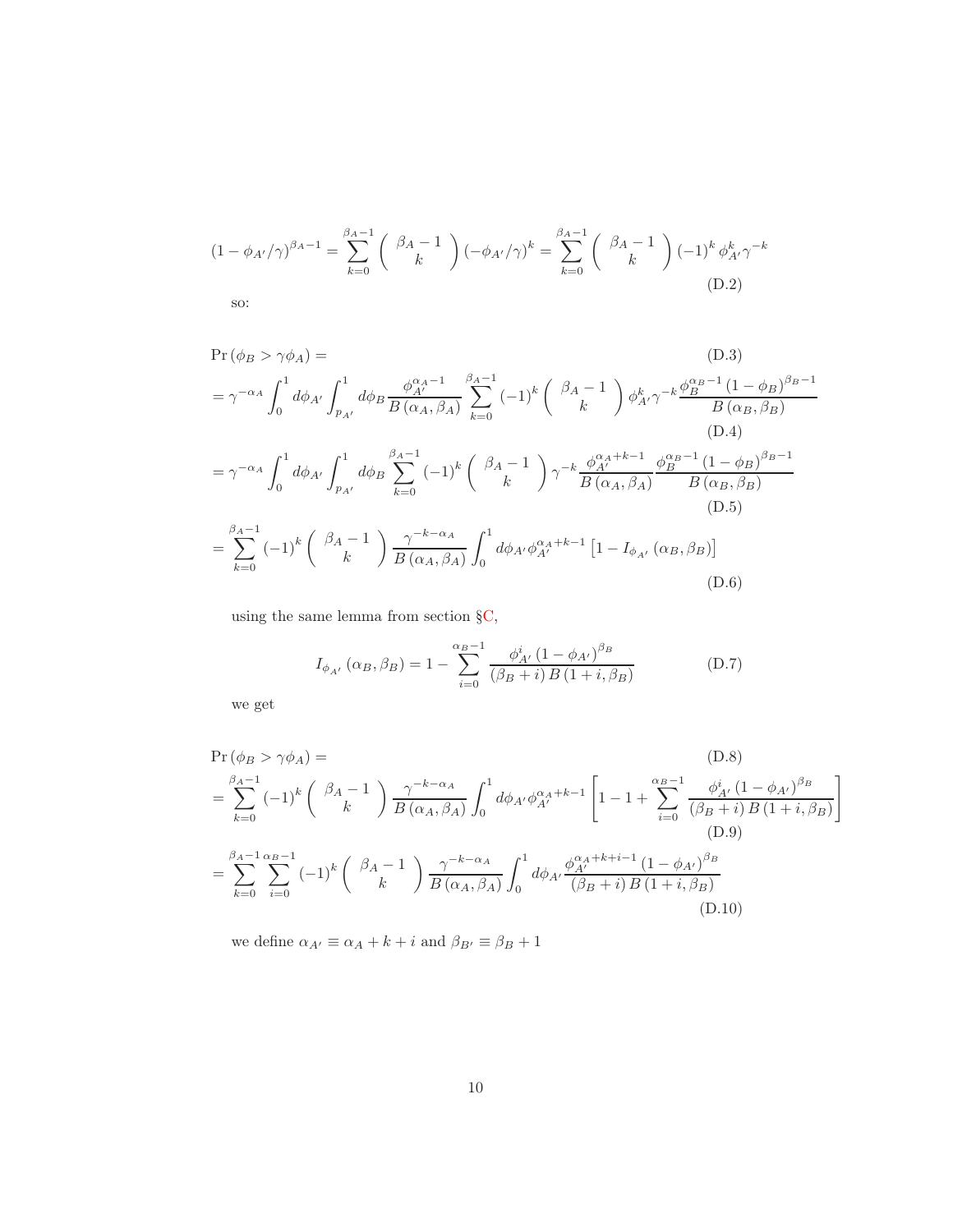$$\left(1-\phi_{A'}/\gamma\right)^{\beta_A-1}=\sum_{k=0}^{\beta_A-1}\left(\begin{array}{c}\beta_A-1\\ k\end{array}\right)\left(-\phi_{A'}/\gamma\right)^k=\sum_{k=0}^{\beta_A-1}\left(\begin{array}{c}\beta_A-1\\ k\end{array}\right)(-1)^k\phi_{A'}^k\gamma^{-k} \tag{D.2}$$

so:

$$\Pr\left(\phi_B>\gamma\phi_A\right)= \tag{D.3}$$

$$=\gamma^{-\alpha_A}\int_0^1 d\phi_{A'}\int_{p_{A'}}^1 d\phi_B\frac{\phi_{A'}^{\alpha_A-1}}{B\left(\alpha_A,\beta_A\right)}\sum_{k=0}^{\beta_A-1}(-1)^k\left(\begin{array}{c}\beta_A-1\\ k\end{array}\right)\phi_{A'}^k\gamma^{-k}\frac{\phi_B^{\alpha_B-1}\left(1-\phi_B\right)^{\beta_B-1}}{B\left(\alpha_B,\beta_B\right)} \tag{D.4}$$

$$=\gamma^{-\alpha_A}\int_0^1 d\phi_{A'}\int_{p_{A'}}^1 d\phi_B\sum_{k=0}^{\beta_A-1}(-1)^k\left(\begin{array}{c}\beta_A-1\\ k\end{array}\right)\gamma^{-k}\frac{\phi_{A'}^{\alpha_A+k-1}}{B\left(\alpha_A,\beta_A\right)}\frac{\phi_B^{\alpha_B-1}\left(1-\phi_B\right)^{\beta_B-1}}{B\left(\alpha_B,\beta_B\right)} \tag{D.5}$$

$$=\sum_{k=0}^{\beta_A-1}(-1)^k\left(\begin{array}{c}\beta_A-1\\ k\end{array}\right)\frac{\gamma^{-k-\alpha_A}}{B\left(\alpha_A,\beta_A\right)}\int_0^1 d\phi_{A'}\phi_{A'}^{\alpha_A+k-1}\left[1-I_{\phi_{A'}}\left(\alpha_B,\beta_B\right)\right] \tag{D.6}$$

using the same lemma from section §C,

$$I_{\phi_{A'}}\left(\alpha_B,\beta_B\right)=1-\sum_{i=0}^{\alpha_B-1}\frac{\phi_{A'}^i\left(1-\phi_{A'}\right)^{\beta_B}}{\left(\beta_B+i\right)B\left(1+i,\beta_B\right)} \tag{D.7}$$

we get

$$\Pr\left(\phi_B>\gamma\phi_A\right)= \tag{D.8}$$

$$=\sum_{k=0}^{\beta_A-1}(-1)^k\left(\begin{array}{c}\beta_A-1\\ k\end{array}\right)\frac{\gamma^{-k-\alpha_A}}{B\left(\alpha_A,\beta_A\right)}\int_0^1 d\phi_{A'}\phi_{A'}^{\alpha_A+k-1}\left[1-1+\sum_{i=0}^{\alpha_B-1}\frac{\phi_{A'}^i\left(1-\phi_{A'}\right)^{\beta_B}}{\left(\beta_B+i\right)B\left(1+i,\beta_B\right)}\right] \tag{D.9}$$

$$=\sum_{k=0}^{\beta_A-1}\sum_{i=0}^{\alpha_B-1}(-1)^k\left(\begin{array}{c}\beta_A-1\\ k\end{array}\right)\frac{\gamma^{-k-\alpha_A}}{B\left(\alpha_A,\beta_A\right)}\int_0^1 d\phi_{A'}\frac{\phi_{A'}^{\alpha_A+k+i-1}\left(1-\phi_{A'}\right)^{\beta_B}}{\left(\beta_B+i\right)B\left(1+i,\beta_B\right)} \tag{D.10}$$

we define $\alpha_{A'}\equiv\alpha_A+k+i$ and $\beta_{B'}\equiv\beta_B+1$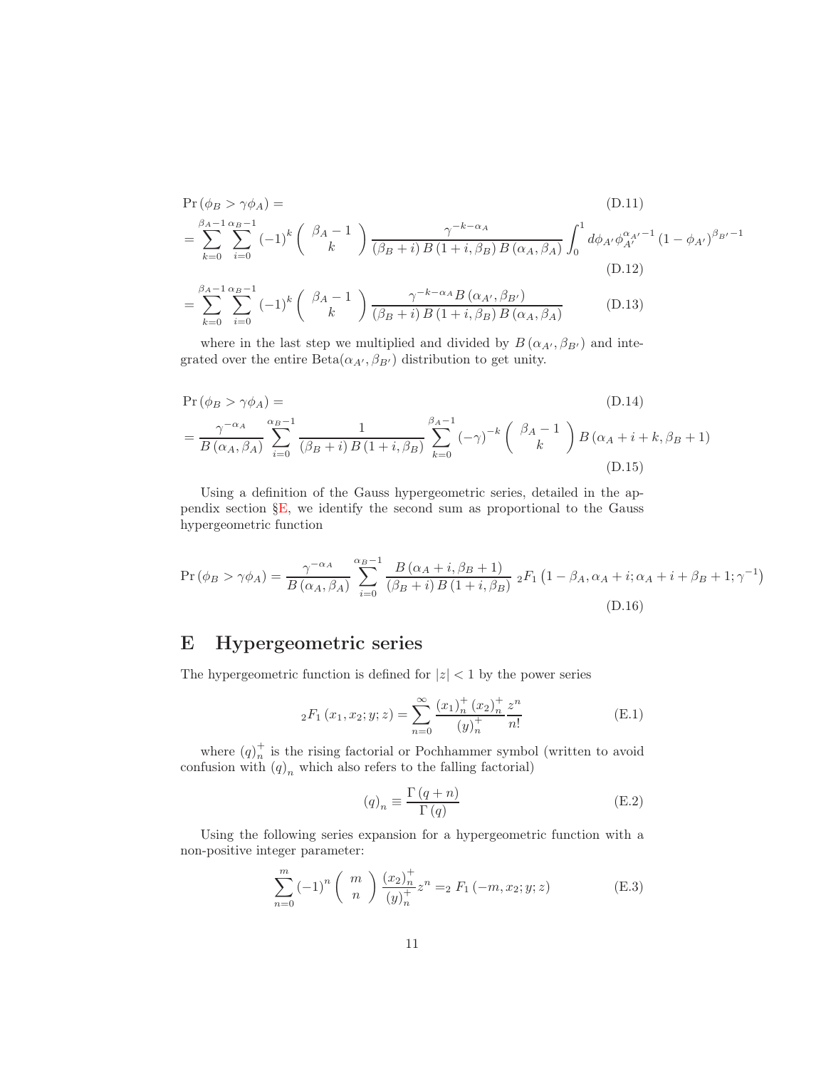$$\Pr\left(\phi_B > \gamma\phi_A\right) = \tag{D.11}$$

$$= \sum_{k=0}^{\beta_A - 1}\sum_{i=0}^{\alpha_B - 1}(-1)^k \binom{\beta_A - 1}{k} \frac{\gamma^{-k-\alpha_A}}{\left(\beta_B + i\right) B\left(1+i,\beta_B\right) B\left(\alpha_A,\beta_A\right)} \int_0^1 d\phi_{A'} \phi_{A'}^{\alpha_{A'}-1}\left(1-\phi_{A'}\right)^{\beta_{B'}-1} \tag{D.12}$$

$$= \sum_{k=0}^{\beta_A - 1}\sum_{i=0}^{\alpha_B - 1}(-1)^k \binom{\beta_A - 1}{k} \frac{\gamma^{-k-\alpha_A} B\left(\alpha_{A'},\beta_{B'}\right)}{\left(\beta_B + i\right) B\left(1+i,\beta_B\right) B\left(\alpha_A,\beta_A\right)} \tag{D.13}$$

where in the last step we multiplied and divided by $B\left(\alpha_{A'},\beta_{B'}\right)$ and integrated over the entire Beta$(\alpha_{A'},\beta_{B'})$ distribution to get unity.

$$\Pr\left(\phi_B > \gamma\phi_A\right) = \tag{D.14}$$

$$= \frac{\gamma^{-\alpha_A}}{B\left(\alpha_A,\beta_A\right)} \sum_{i=0}^{\alpha_B - 1} \frac{1}{\left(\beta_B + i\right) B\left(1+i,\beta_B\right)} \sum_{k=0}^{\beta_A - 1} (-\gamma)^{-k} \binom{\beta_A - 1}{k} B\left(\alpha_A + i + k, \beta_B + 1\right) \tag{D.15}$$

Using a definition of the Gauss hypergeometric series, detailed in the appendix section §E, we identify the second sum as proportional to the Gauss hypergeometric function

$$\Pr\left(\phi_B > \gamma\phi_A\right) = \frac{\gamma^{-\alpha_A}}{B\left(\alpha_A,\beta_A\right)} \sum_{i=0}^{\alpha_B - 1} \frac{B\left(\alpha_A + i, \beta_B + 1\right)}{\left(\beta_B + i\right) B\left(1+i,\beta_B\right)} \, {}_2F_1\left(1-\beta_A, \alpha_A + i; \alpha_A + i + \beta_B + 1; \gamma^{-1}\right) \tag{D.16}$$

# E Hypergeometric series

The hypergeometric function is defined for $|z| < 1$ by the power series

$${}_2F_1\left(x_1, x_2; y; z\right) = \sum_{n=0}^{\infty} \frac{\left(x_1\right)_n^+ \left(x_2\right)_n^+}{\left(y\right)_n^+} \frac{z^n}{n!} \tag{E.1}$$

where $(q)_n^+$ is the rising factorial or Pochhammer symbol (written to avoid confusion with $(q)_n$ which also refers to the falling factorial)

$$(q)_n \equiv \frac{\Gamma\left(q+n\right)}{\Gamma\left(q\right)} \tag{E.2}$$

Using the following series expansion for a hypergeometric function with a non-positive integer parameter:

$$\sum_{n=0}^{m} (-1)^n \binom{m}{n} \frac{\left(x_2\right)_n^+}{\left(y\right)_n^+} z^n = {}_2F_1\left(-m, x_2; y; z\right) \tag{E.3}$$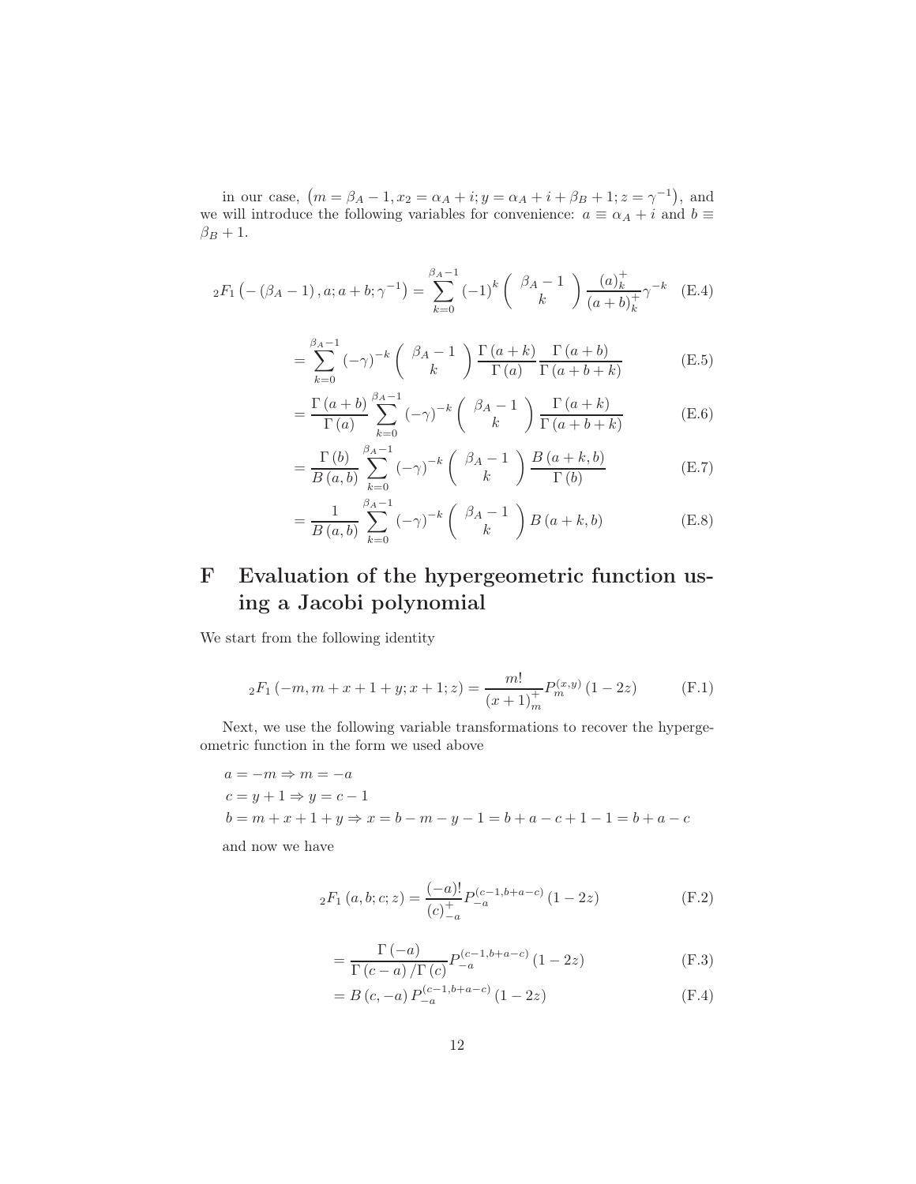in our case, $\left(m = \beta_A - 1, x_2 = \alpha_A + i; y = \alpha_A + i + \beta_B + 1; z = \gamma^{-1}\right)$, and we will introduce the following variables for convenience: $a \equiv \alpha_A + i$ and $b \equiv \beta_B + 1$.

$$
{}_2F_1\left(-\left(\beta_A - 1\right), a; a+b; \gamma^{-1}\right) = \sum_{k=0}^{\beta_A - 1} \left(-1\right)^k \begin{pmatrix} \beta_A - 1 \\ k \end{pmatrix} \frac{(a)_k^+}{(a+b)_k^+} \gamma^{-k} \tag{E.4}
$$

$$
= \sum_{k=0}^{\beta_A - 1} \left(-\gamma\right)^{-k} \begin{pmatrix} \beta_A - 1 \\ k \end{pmatrix} \frac{\Gamma\left(a+k\right)}{\Gamma\left(a\right)} \frac{\Gamma\left(a+b\right)}{\Gamma\left(a+b+k\right)} \tag{E.5}
$$

$$
= \frac{\Gamma\left(a+b\right)}{\Gamma\left(a\right)} \sum_{k=0}^{\beta_A - 1} \left(-\gamma\right)^{-k} \begin{pmatrix} \beta_A - 1 \\ k \end{pmatrix} \frac{\Gamma\left(a+k\right)}{\Gamma\left(a+b+k\right)} \tag{E.6}
$$

$$
= \frac{\Gamma\left(b\right)}{B\left(a,b\right)} \sum_{k=0}^{\beta_A - 1} \left(-\gamma\right)^{-k} \begin{pmatrix} \beta_A - 1 \\ k \end{pmatrix} \frac{B\left(a+k,b\right)}{\Gamma\left(b\right)} \tag{E.7}
$$

$$
= \frac{1}{B\left(a,b\right)} \sum_{k=0}^{\beta_A - 1} \left(-\gamma\right)^{-k} \begin{pmatrix} \beta_A - 1 \\ k \end{pmatrix} B\left(a+k,b\right) \tag{E.8}
$$

# F Evaluation of the hypergeometric function using a Jacobi polynomial

We start from the following identity

$$
{}_2F_1\left(-m, m+x+1+y; x+1; z\right) = \frac{m!}{(x+1)_m^+} P_m^{(x,y)}\left(1-2z\right) \tag{F.1}
$$

Next, we use the following variable transformations to recover the hypergeometric function in the form we used above

$$
\begin{aligned}
& a = -m \Rightarrow m = -a \\
& c = y + 1 \Rightarrow y = c - 1 \\
& b = m + x + 1 + y \Rightarrow x = b - m - y - 1 = b + a - c + 1 - 1 = b + a - c
\end{aligned}
$$

and now we have

$$
{}_2F_1\left(a, b; c; z\right) = \frac{(-a)!}{(c)_{-a}^+} P_{-a}^{(c-1, b+a-c)}\left(1-2z\right) \tag{F.2}
$$

$$
= \frac{\Gamma\left(-a\right)}{\Gamma\left(c-a\right)/\Gamma\left(c\right)} P_{-a}^{(c-1, b+a-c)}\left(1-2z\right) \tag{F.3}
$$

$$
= B\left(c, -a\right) P_{-a}^{(c-1, b+a-c)}\left(1-2z\right) \tag{F.4}
$$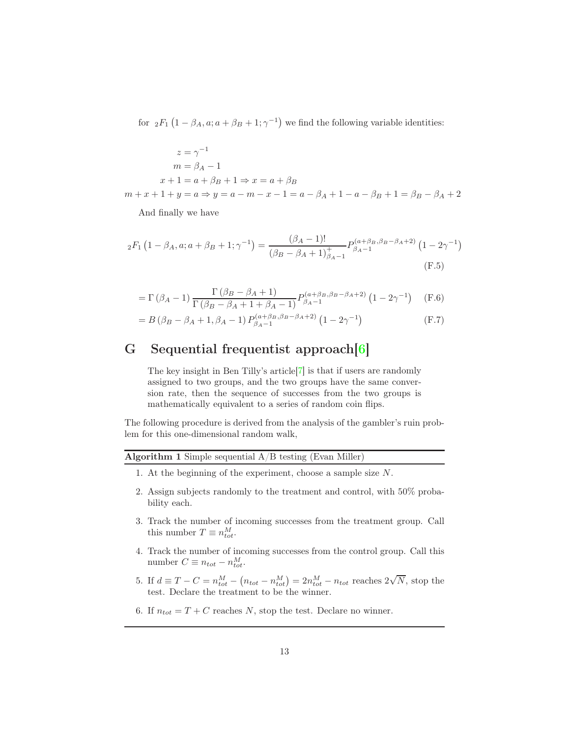for ${}_2F_1\left(1-\beta_A, a; a+\beta_B+1; \gamma^{-1}\right)$ we find the following variable identities:

$$
\begin{aligned}
z &= \gamma^{-1} \\
m &= \beta_A - 1 \\
x + 1 &= a + \beta_B + 1 \Rightarrow x = a + \beta_B \\
m + x + 1 + y &= a \Rightarrow y = a - m - x - 1 = a - \beta_A + 1 - a - \beta_B + 1 = \beta_B - \beta_A + 2
\end{aligned}
$$

And finally we have

$$
{}_2F_1\left(1-\beta_A, a; a+\beta_B+1; \gamma^{-1}\right) = \frac{(\beta_A - 1)!}{(\beta_B - \beta_A + 1)^{+}_{\beta_A - 1}} P^{(a+\beta_B, \beta_B - \beta_A + 2)}_{\beta_A - 1}\left(1 - 2\gamma^{-1}\right) \tag{F.5}
$$

$$
= \Gamma(\beta_A - 1) \frac{\Gamma(\beta_B - \beta_A + 1)}{\Gamma(\beta_B - \beta_A + 1 + \beta_A - 1)} P^{(a+\beta_B, \beta_B - \beta_A + 2)}_{\beta_A - 1}\left(1 - 2\gamma^{-1}\right) \tag{F.6}
$$

$$
= B(\beta_B - \beta_A + 1, \beta_A - 1) P^{(a+\beta_B, \beta_B - \beta_A + 2)}_{\beta_A - 1}\left(1 - 2\gamma^{-1}\right) \tag{F.7}
$$

# G Sequential frequentist approach[6]

> The key insight in Ben Tilly's article[7] is that if users are randomly assigned to two groups, and the two groups have the same conversion rate, then the sequence of successes from the two groups is mathematically equivalent to a series of random coin flips.

The following procedure is derived from the analysis of the gambler's ruin problem for this one-dimensional random walk,

**Algorithm 1** Simple sequential A/B testing (Evan Miller)

1. At the beginning of the experiment, choose a sample size $N$.
2. Assign subjects randomly to the treatment and control, with 50% probability each.
3. Track the number of incoming successes from the treatment group. Call this number $T \equiv n^M_{tot}$.
4. Track the number of incoming successes from the control group. Call this number $C \equiv n_{tot} - n^M_{tot}$.
5. If $d \equiv T - C = n^M_{tot} - \left(n_{tot} - n^M_{tot}\right) = 2n^M_{tot} - n_{tot}$ reaches $2\sqrt{N}$, stop the test. Declare the treatment to be the winner.
6. If $n_{tot} = T + C$ reaches $N$, stop the test. Declare no winner.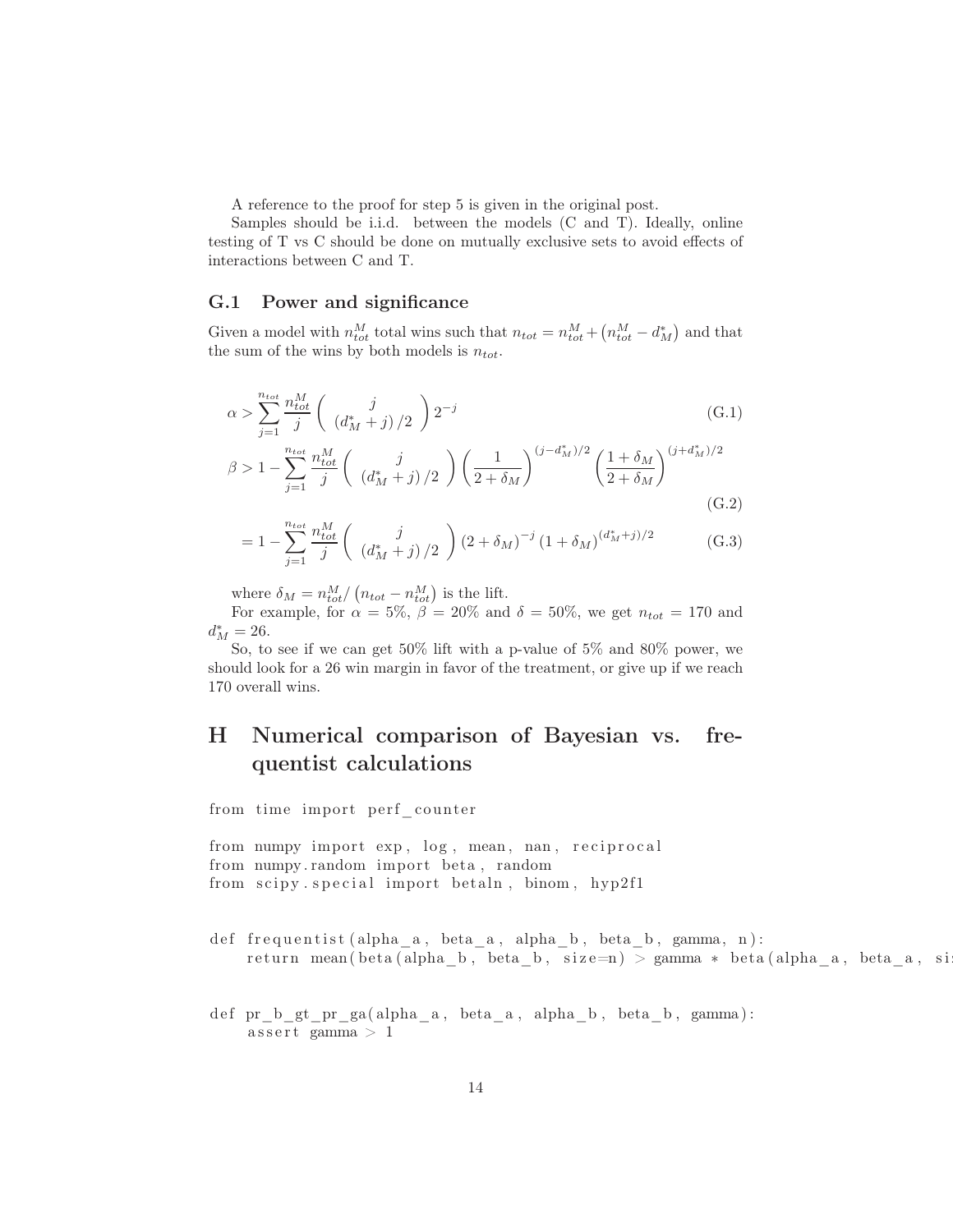A reference to the proof for step 5 is given in the original post.

Samples should be i.i.d. between the models (C and T). Ideally, online testing of T vs C should be done on mutually exclusive sets to avoid effects of interactions between C and T.

### G.1 Power and significance

Given a model with $n_{tot}^M$ total wins such that $n_{tot} = n_{tot}^M + \left(n_{tot}^M - d_M^*\right)$ and that the sum of the wins by both models is $n_{tot}$.

$$\alpha > \sum_{j=1}^{n_{tot}} \frac{n_{tot}^M}{j} \binom{j}{\left(d_M^* + j\right)/2} 2^{-j} \tag{G.1}$$

$$\beta > 1 - \sum_{j=1}^{n_{tot}} \frac{n_{tot}^M}{j} \binom{j}{\left(d_M^* + j\right)/2} \left(\frac{1}{2+\delta_M}\right)^{(j-d_M^*)/2} \left(\frac{1+\delta_M}{2+\delta_M}\right)^{(j+d_M^*)/2} \tag{G.2}$$

$$= 1 - \sum_{j=1}^{n_{tot}} \frac{n_{tot}^M}{j} \binom{j}{\left(d_M^* + j\right)/2} \left(2+\delta_M\right)^{-j} \left(1+\delta_M\right)^{(d_M^*+j)/2} \tag{G.3}$$

where $\delta_M = n_{tot}^M / \left(n_{tot} - n_{tot}^M\right)$ is the lift.

For example, for $\alpha = 5\%$, $\beta = 20\%$ and $\delta = 50\%$, we get $n_{tot} = 170$ and $d_M^* = 26$.

So, to see if we can get 50% lift with a p-value of 5% and 80% power, we should look for a 26 win margin in favor of the treatment, or give up if we reach 170 overall wins.

# H Numerical comparison of Bayesian vs. frequentist calculations

```
from time import perf_counter

from numpy import exp, log, mean, nan, reciprocal
from numpy.random import beta, random
from scipy.special import betaln, binom, hyp2f1


def frequentist(alpha_a, beta_a, alpha_b, beta_b, gamma, n):
    return mean(beta(alpha_b, beta_b, size=n) > gamma * beta(alpha_a, beta_a, si


def pr_b_gt_pr_ga(alpha_a, beta_a, alpha_b, beta_b, gamma):
    assert gamma > 1
```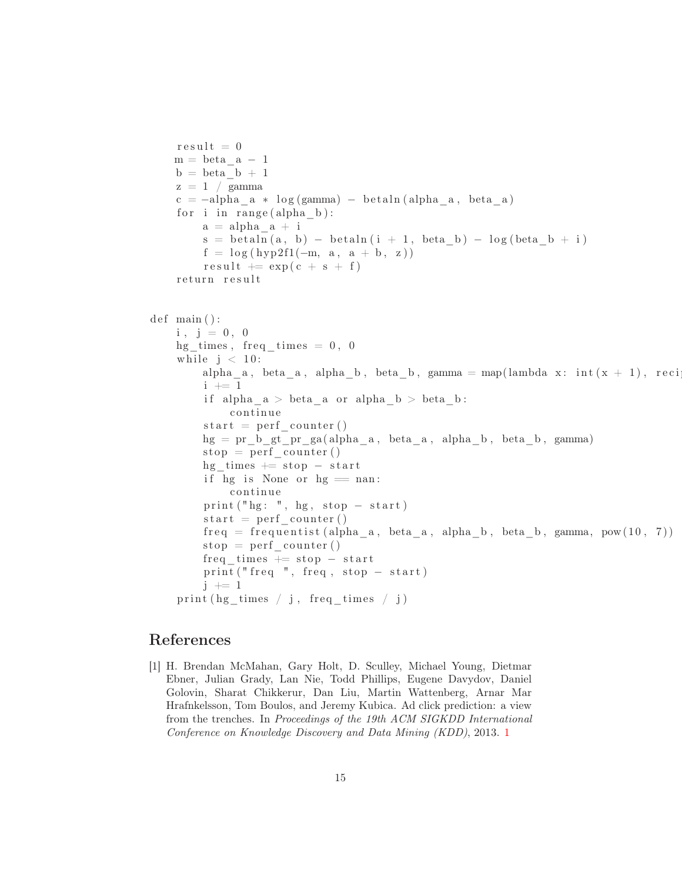```
    result = 0
    m = beta_a - 1
    b = beta_b + 1
    z = 1 / gamma
    c = -alpha_a * log(gamma) - betaln(alpha_a, beta_a)
    for i in range(alpha_b):
        a = alpha_a + i
        s = betaln(a, b) - betaln(i + 1, beta_b) - log(beta_b + i)
        f = log(hyp2f1(-m, a, a + b, z))
        result += exp(c + s + f)
    return result


def main():
    i, j = 0, 0
    hg_times, freq_times = 0, 0
    while j < 10:
        alpha_a, beta_a, alpha_b, beta_b, gamma = map(lambda x: int(x + 1), reci
        i += 1
        if alpha_a > beta_a or alpha_b > beta_b:
            continue
        start = perf_counter()
        hg = pr_b_gt_pr_ga(alpha_a, beta_a, alpha_b, beta_b, gamma)
        stop = perf_counter()
        hg_times += stop - start
        if hg is None or hg == nan:
            continue
        print("hg: ", hg, stop - start)
        start = perf_counter()
        freq = frequentist(alpha_a, beta_a, alpha_b, beta_b, gamma, pow(10, 7))
        stop = perf_counter()
        freq_times += stop - start
        print("freq ", freq, stop - start)
        j += 1
    print(hg_times / j, freq_times / j)
```

## References

[1] H. Brendan McMahan, Gary Holt, D. Sculley, Michael Young, Dietmar Ebner, Julian Grady, Lan Nie, Todd Phillips, Eugene Davydov, Daniel Golovin, Sharat Chikkerur, Dan Liu, Martin Wattenberg, Arnar Mar Hrafnkelsson, Tom Boulos, and Jeremy Kubica. Ad click prediction: a view from the trenches. In *Proceedings of the 19th ACM SIGKDD International Conference on Knowledge Discovery and Data Mining (KDD)*, 2013. 1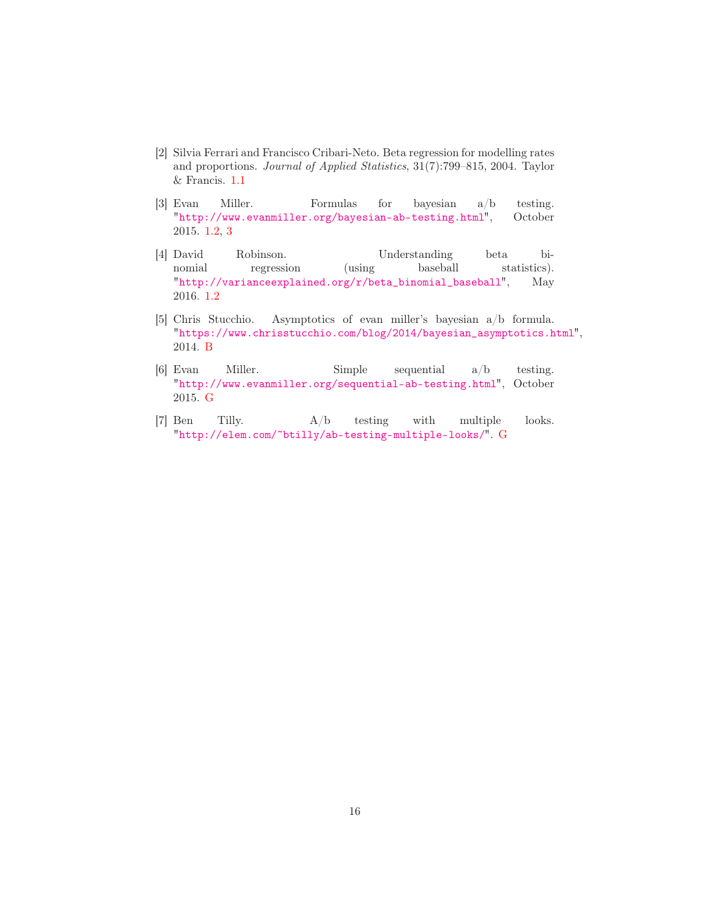[2] Silvia Ferrari and Francisco Cribari-Neto. Beta regression for modelling rates and proportions. *Journal of Applied Statistics*, 31(7):799–815, 2004. Taylor & Francis. 1.1

[3] Evan Miller. Formulas for bayesian a/b testing. "http://www.evanmiller.org/bayesian-ab-testing.html", October 2015. 1.2, 3

[4] David Robinson. Understanding beta binomial regression (using baseball statistics). "http://varianceexplained.org/r/beta_binomial_baseball", May 2016. 1.2

[5] Chris Stucchio. Asymptotics of evan miller's bayesian a/b formula. "https://www.chrisstucchio.com/blog/2014/bayesian_asymptotics.html", 2014. B

[6] Evan Miller. Simple sequential a/b testing. "http://www.evanmiller.org/sequential-ab-testing.html", October 2015. G

[7] Ben Tilly. A/b testing with multiple looks. "http://elem.com/~btilly/ab-testing-multiple-looks/". G